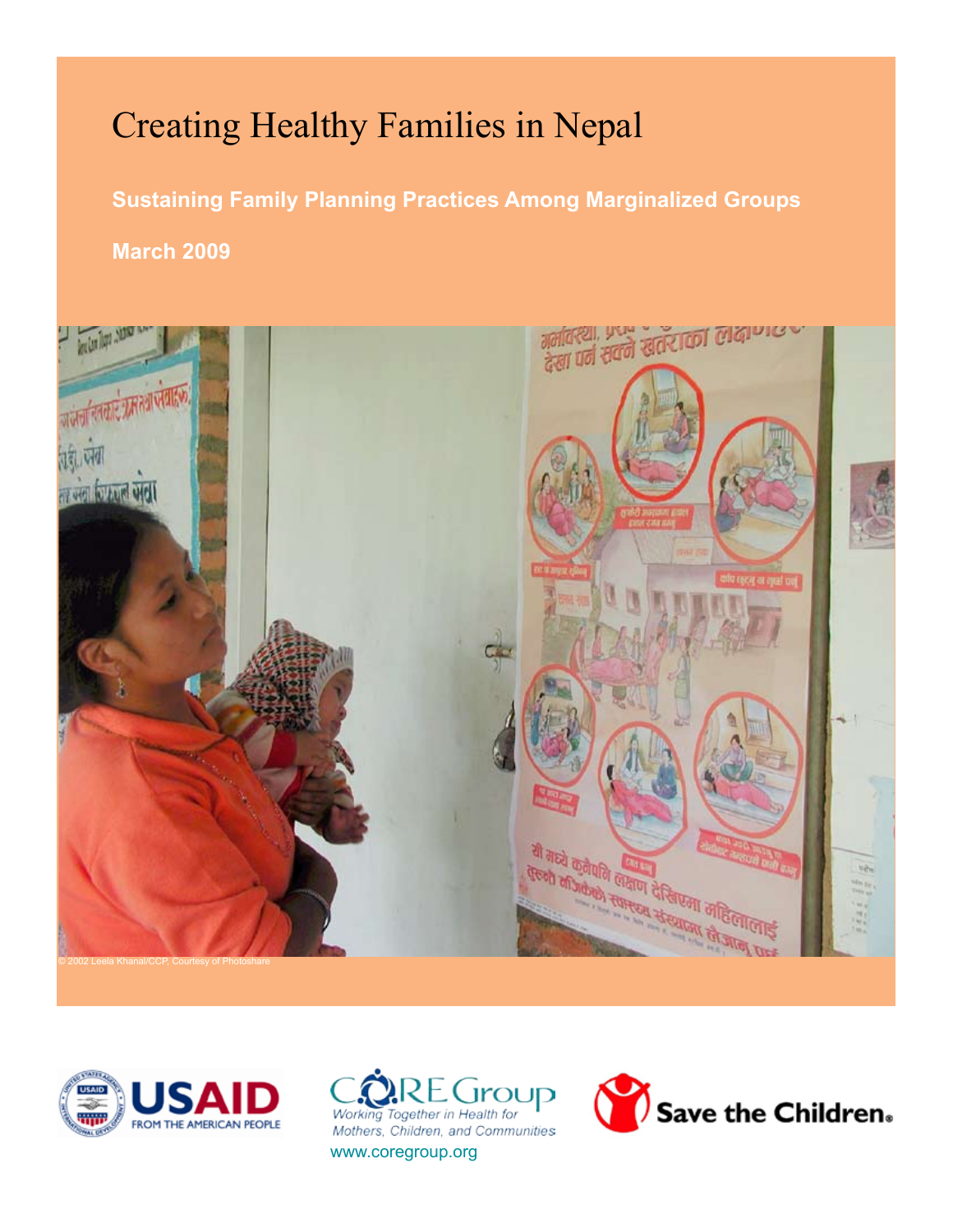# Creating Healthy Families in Nepal

**Sustaining Family Planning Practices Among Marginalized Groups**

**March 2009**

© 2002 Leela Khanal/CCP, Courtesy of Photoshare

USAID FROM THE AMERICAN PEOPLE

CORE Group
Working Together in Health for Mothers, Children, and Communities
www.coregroup.org

Save the Children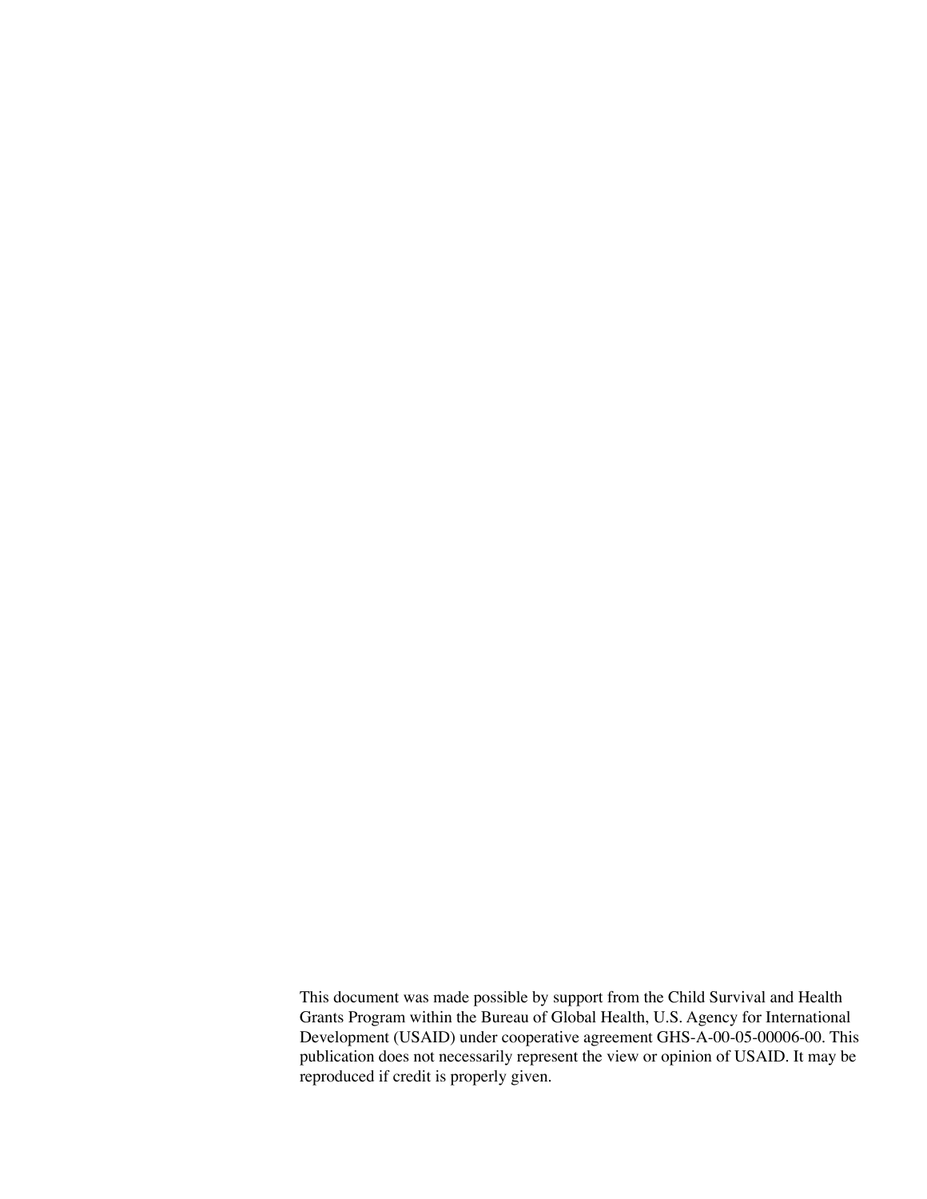This document was made possible by support from the Child Survival and Health Grants Program within the Bureau of Global Health, U.S. Agency for International Development (USAID) under cooperative agreement GHS-A-00-05-00006-00. This publication does not necessarily represent the view or opinion of USAID. It may be reproduced if credit is properly given.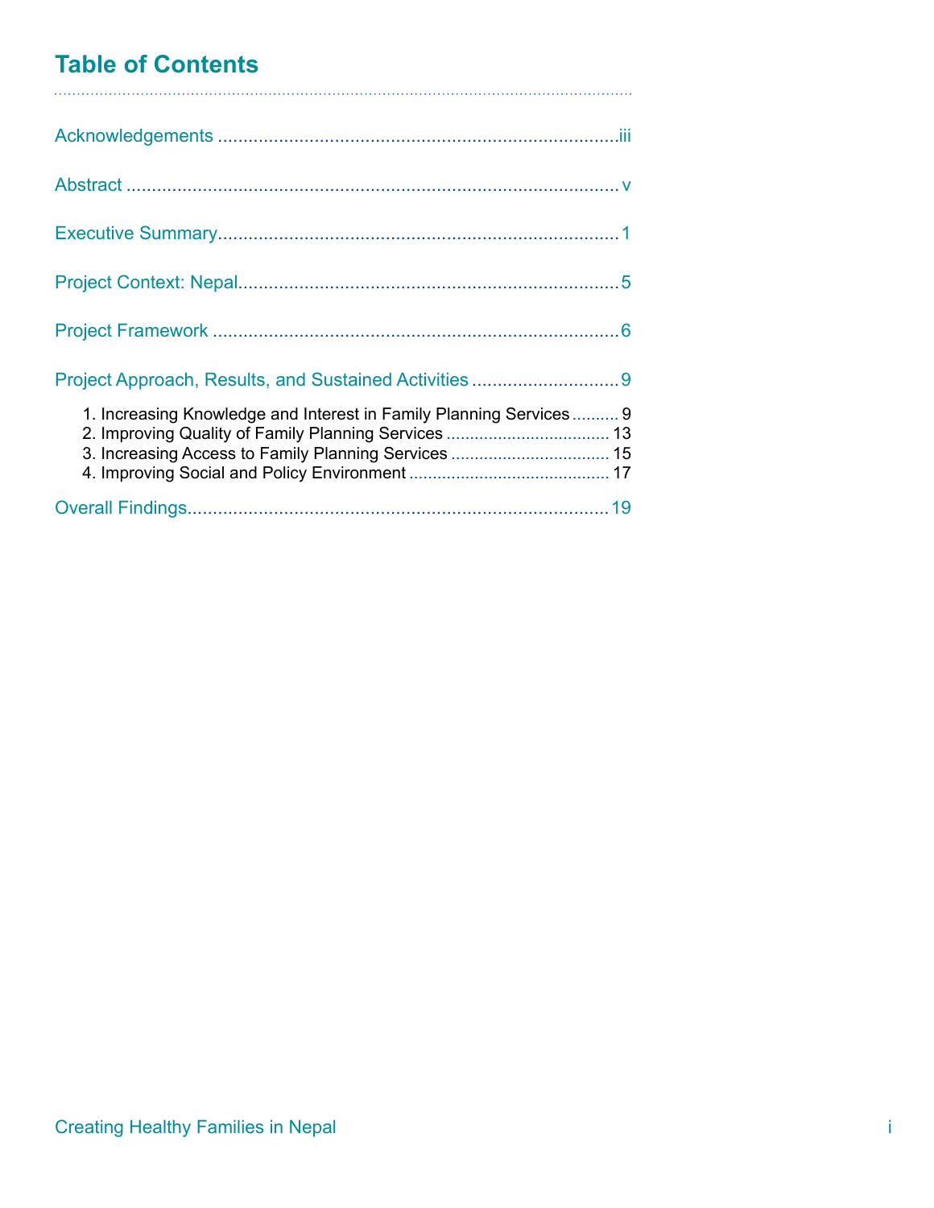# Table of Contents

Acknowledgements ..... iii

Abstract ..... v

Executive Summary ..... 1

Project Context: Nepal ..... 5

Project Framework ..... 6

Project Approach, Results, and Sustained Activities ..... 9

1. Increasing Knowledge and Interest in Family Planning Services ..... 9
2. Improving Quality of Family Planning Services ..... 13
3. Increasing Access to Family Planning Services ..... 15
4. Improving Social and Policy Environment ..... 17

Overall Findings ..... 19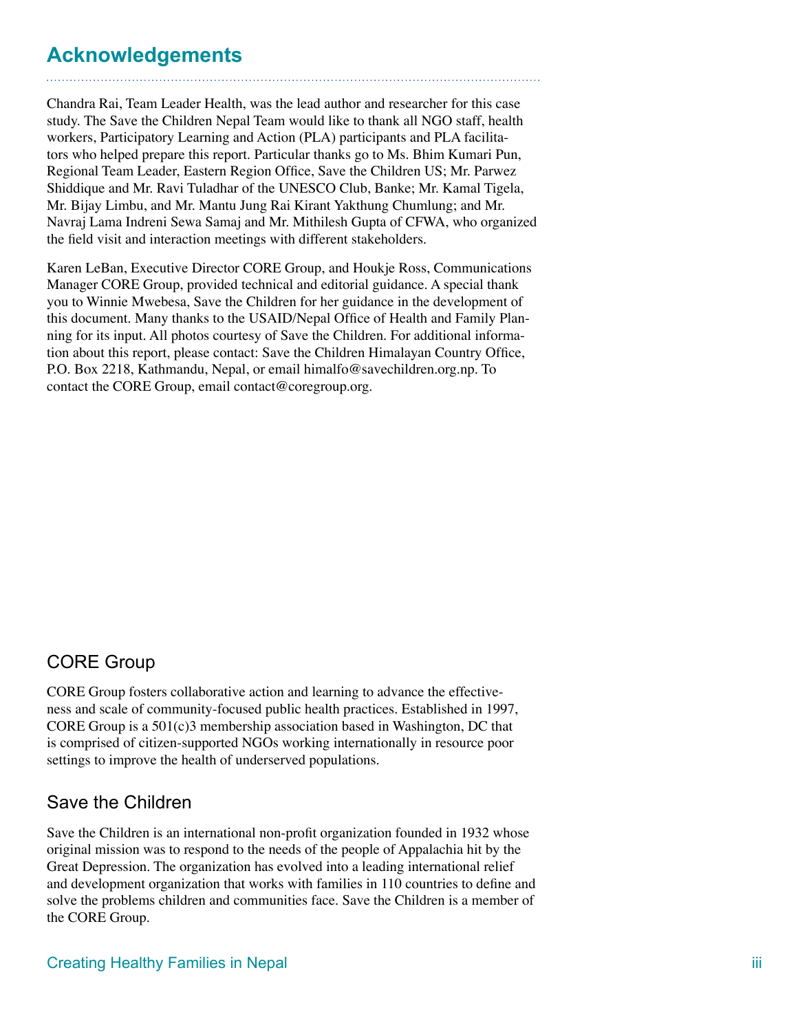# Acknowledgements

Chandra Rai, Team Leader Health, was the lead author and researcher for this case study. The Save the Children Nepal Team would like to thank all NGO staff, health workers, Participatory Learning and Action (PLA) participants and PLA facilitators who helped prepare this report. Particular thanks go to Ms. Bhim Kumari Pun, Regional Team Leader, Eastern Region Office, Save the Children US; Mr. Parwez Shiddique and Mr. Ravi Tuladhar of the UNESCO Club, Banke; Mr. Kamal Tigela, Mr. Bijay Limbu, and Mr. Mantu Jung Rai Kirant Yakthung Chumlung; and Mr. Navraj Lama Indreni Sewa Samaj and Mr. Mithilesh Gupta of CFWA, who organized the field visit and interaction meetings with different stakeholders.

Karen LeBan, Executive Director CORE Group, and Houkje Ross, Communications Manager CORE Group, provided technical and editorial guidance. A special thank you to Winnie Mwebesa, Save the Children for her guidance in the development of this document. Many thanks to the USAID/Nepal Office of Health and Family Planning for its input. All photos courtesy of Save the Children. For additional information about this report, please contact: Save the Children Himalayan Country Office, P.O. Box 2218, Kathmandu, Nepal, or email himalfo@savechildren.org.np. To contact the CORE Group, email contact@coregroup.org.

## CORE Group

CORE Group fosters collaborative action and learning to advance the effectiveness and scale of community-focused public health practices. Established in 1997, CORE Group is a 501(c)3 membership association based in Washington, DC that is comprised of citizen-supported NGOs working internationally in resource poor settings to improve the health of underserved populations.

## Save the Children

Save the Children is an international non-profit organization founded in 1932 whose original mission was to respond to the needs of the people of Appalachia hit by the Great Depression. The organization has evolved into a leading international relief and development organization that works with families in 110 countries to define and solve the problems children and communities face. Save the Children is a member of the CORE Group.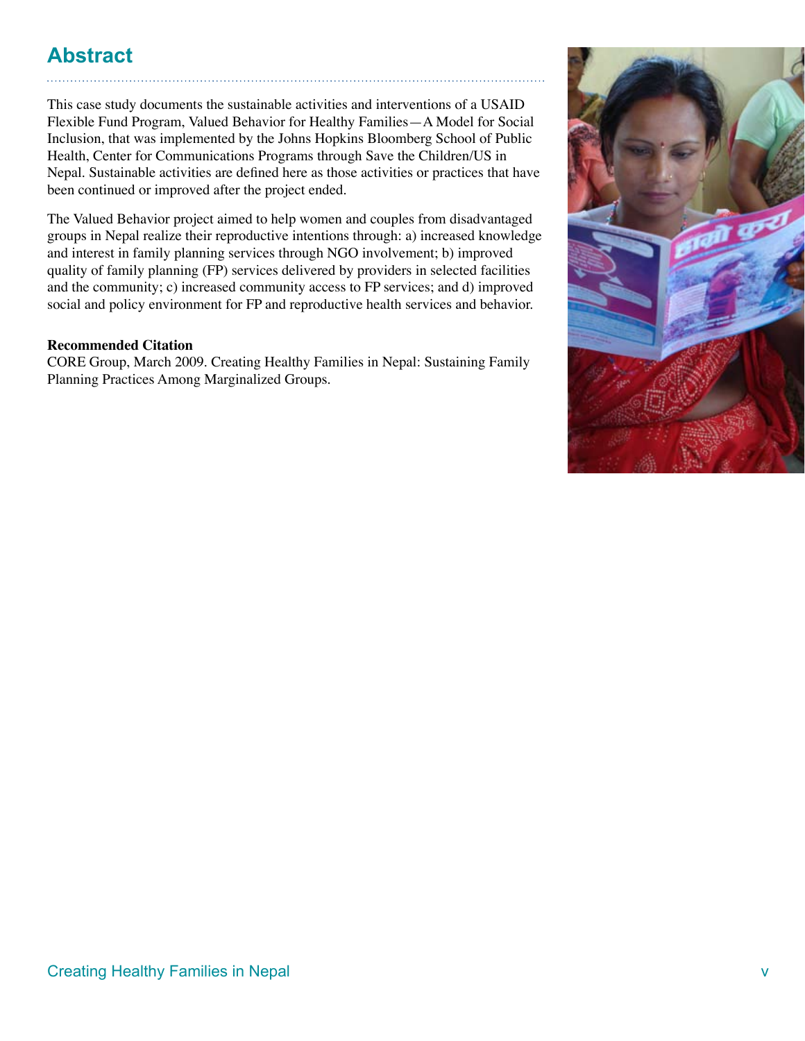# Abstract

This case study documents the sustainable activities and interventions of a USAID Flexible Fund Program, Valued Behavior for Healthy Families—A Model for Social Inclusion, that was implemented by the Johns Hopkins Bloomberg School of Public Health, Center for Communications Programs through Save the Children/US in Nepal. Sustainable activities are defined here as those activities or practices that have been continued or improved after the project ended.

The Valued Behavior project aimed to help women and couples from disadvantaged groups in Nepal realize their reproductive intentions through: a) increased knowledge and interest in family planning services through NGO involvement; b) improved quality of family planning (FP) services delivered by providers in selected facilities and the community; c) increased community access to FP services; and d) improved social and policy environment for FP and reproductive health services and behavior.

**Recommended Citation**
CORE Group, March 2009. Creating Healthy Families in Nepal: Sustaining Family Planning Practices Among Marginalized Groups.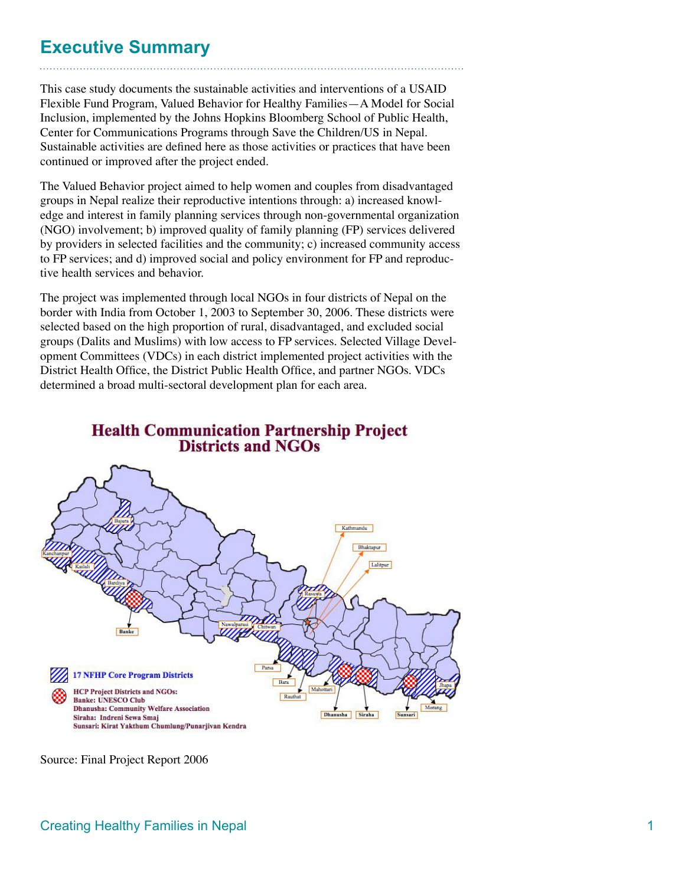# Executive Summary

This case study documents the sustainable activities and interventions of a USAID Flexible Fund Program, Valued Behavior for Healthy Families—A Model for Social Inclusion, implemented by the Johns Hopkins Bloomberg School of Public Health, Center for Communications Programs through Save the Children/US in Nepal. Sustainable activities are defined here as those activities or practices that have been continued or improved after the project ended.

The Valued Behavior project aimed to help women and couples from disadvantaged groups in Nepal realize their reproductive intentions through: a) increased knowledge and interest in family planning services through non-governmental organization (NGO) involvement; b) improved quality of family planning (FP) services delivered by providers in selected facilities and the community; c) increased community access to FP services; and d) improved social and policy environment for FP and reproductive health services and behavior.

The project was implemented through local NGOs in four districts of Nepal on the border with India from October 1, 2003 to September 30, 2006. These districts were selected based on the high proportion of rural, disadvantaged, and excluded social groups (Dalits and Muslims) with low access to FP services. Selected Village Development Committees (VDCs) in each district implemented project activities with the District Health Office, the District Public Health Office, and partner NGOs. VDCs determined a broad multi-sectoral development plan for each area.

**Health Communication Partnership Project Districts and NGOs**

17 NFHP Core Program Districts

HCP Project Districts and NGOs:
Banke: UNESCO Club
Dhanusha: Community Welfare Association
Siraha: Indreni Sewa Smaj
Sunsari: Kirat Yakthum Chumlung/Punarjivan Kendra

Source: Final Project Report 2006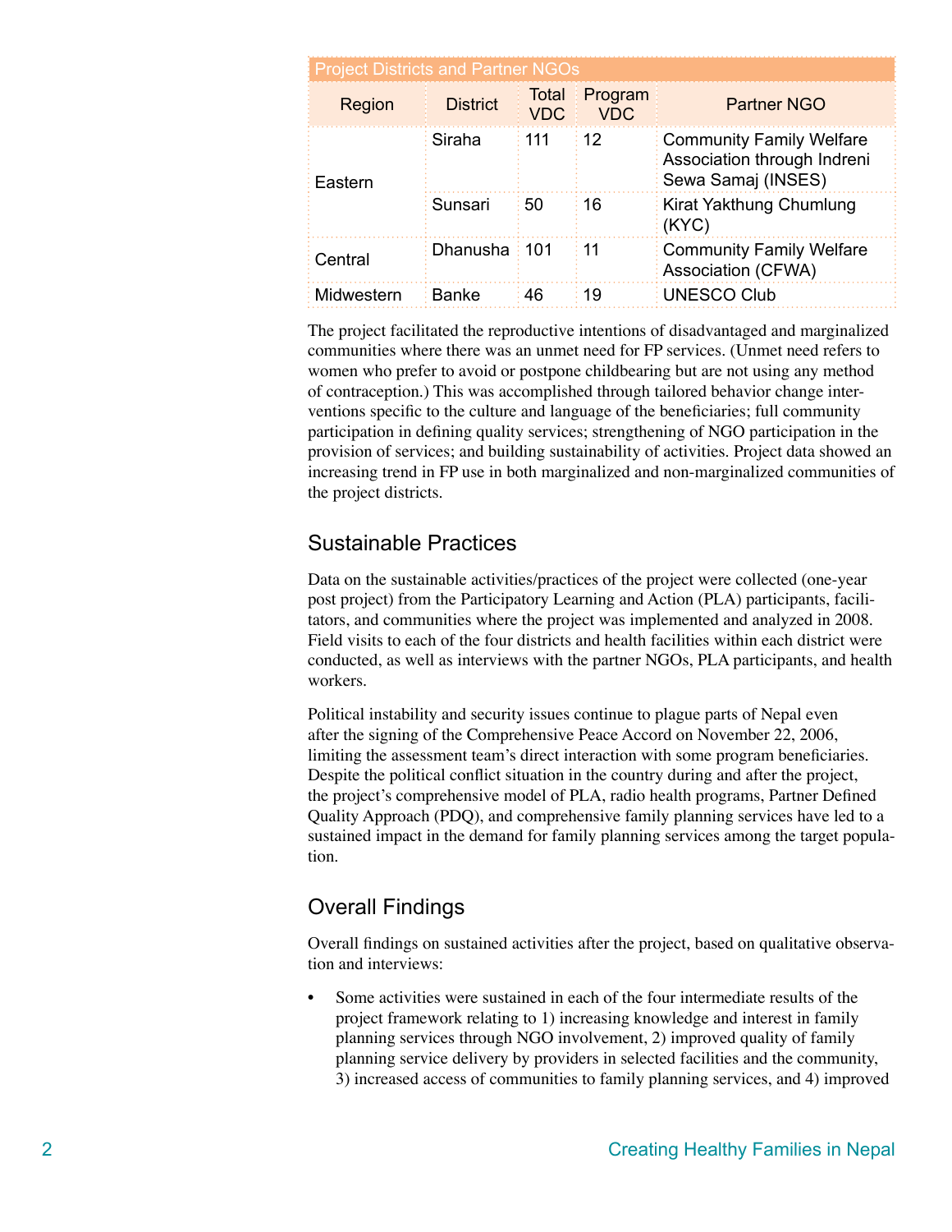| Project Districts and Partner NGOs | | | | |
|---|---|---|---|---|
| Region | District | Total VDC | Program VDC | Partner NGO |
| Eastern | Siraha | 111 | 12 | Community Family Welfare Association through Indreni Sewa Samaj (INSES) |
| | Sunsari | 50 | 16 | Kirat Yakthung Chumlung (KYC) |
| Central | Dhanusha | 101 | 11 | Community Family Welfare Association (CFWA) |
| Midwestern | Banke | 46 | 19 | UNESCO Club |

The project facilitated the reproductive intentions of disadvantaged and marginalized communities where there was an unmet need for FP services. (Unmet need refers to women who prefer to avoid or postpone childbearing but are not using any method of contraception.) This was accomplished through tailored behavior change interventions specific to the culture and language of the beneficiaries; full community participation in defining quality services; strengthening of NGO participation in the provision of services; and building sustainability of activities. Project data showed an increasing trend in FP use in both marginalized and non-marginalized communities of the project districts.

## Sustainable Practices

Data on the sustainable activities/practices of the project were collected (one-year post project) from the Participatory Learning and Action (PLA) participants, facilitators, and communities where the project was implemented and analyzed in 2008. Field visits to each of the four districts and health facilities within each district were conducted, as well as interviews with the partner NGOs, PLA participants, and health workers.

Political instability and security issues continue to plague parts of Nepal even after the signing of the Comprehensive Peace Accord on November 22, 2006, limiting the assessment team's direct interaction with some program beneficiaries. Despite the political conflict situation in the country during and after the project, the project's comprehensive model of PLA, radio health programs, Partner Defined Quality Approach (PDQ), and comprehensive family planning services have led to a sustained impact in the demand for family planning services among the target population.

## Overall Findings

Overall findings on sustained activities after the project, based on qualitative observation and interviews:

- Some activities were sustained in each of the four intermediate results of the project framework relating to 1) increasing knowledge and interest in family planning services through NGO involvement, 2) improved quality of family planning service delivery by providers in selected facilities and the community, 3) increased access of communities to family planning services, and 4) improved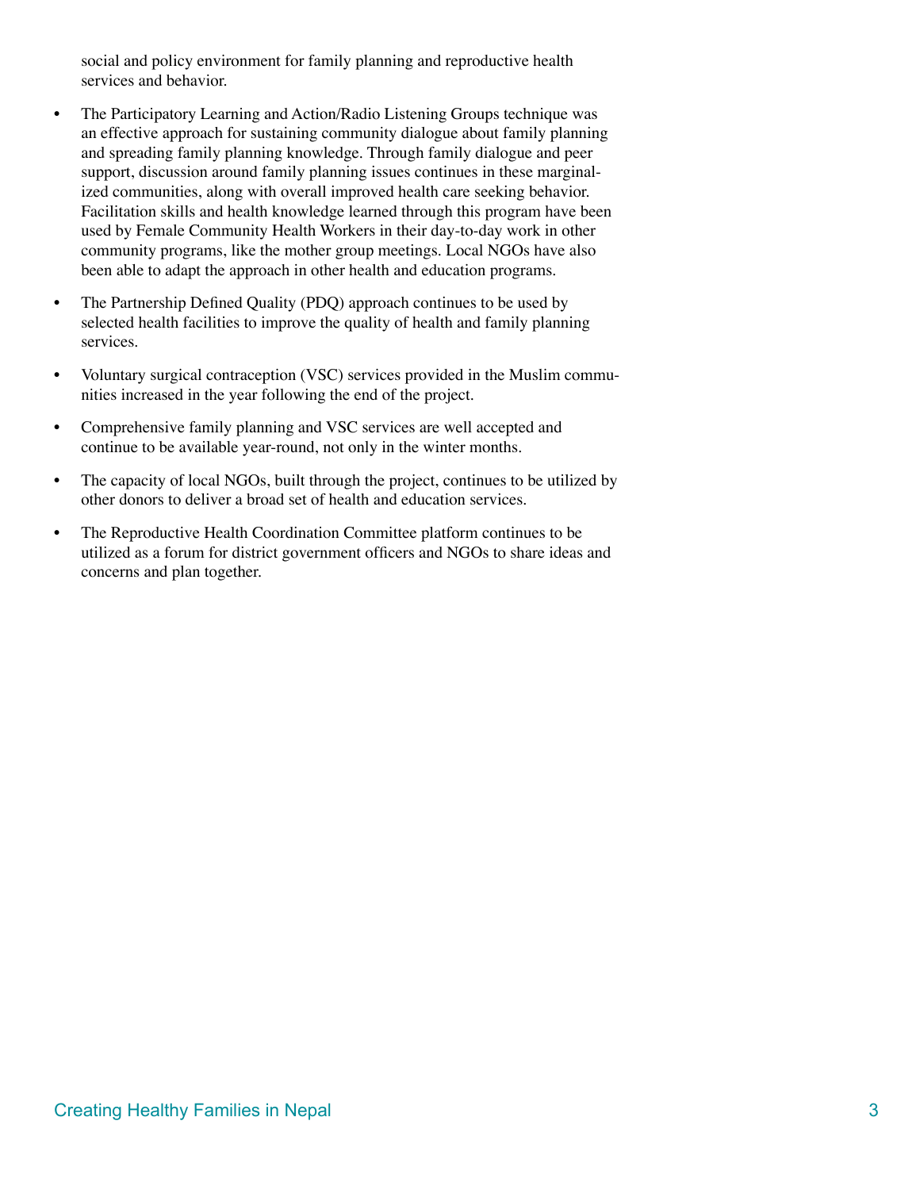social and policy environment for family planning and reproductive health services and behavior.

- The Participatory Learning and Action/Radio Listening Groups technique was an effective approach for sustaining community dialogue about family planning and spreading family planning knowledge. Through family dialogue and peer support, discussion around family planning issues continues in these marginalized communities, along with overall improved health care seeking behavior. Facilitation skills and health knowledge learned through this program have been used by Female Community Health Workers in their day-to-day work in other community programs, like the mother group meetings. Local NGOs have also been able to adapt the approach in other health and education programs.

- The Partnership Defined Quality (PDQ) approach continues to be used by selected health facilities to improve the quality of health and family planning services.

- Voluntary surgical contraception (VSC) services provided in the Muslim communities increased in the year following the end of the project.

- Comprehensive family planning and VSC services are well accepted and continue to be available year-round, not only in the winter months.

- The capacity of local NGOs, built through the project, continues to be utilized by other donors to deliver a broad set of health and education services.

- The Reproductive Health Coordination Committee platform continues to be utilized as a forum for district government officers and NGOs to share ideas and concerns and plan together.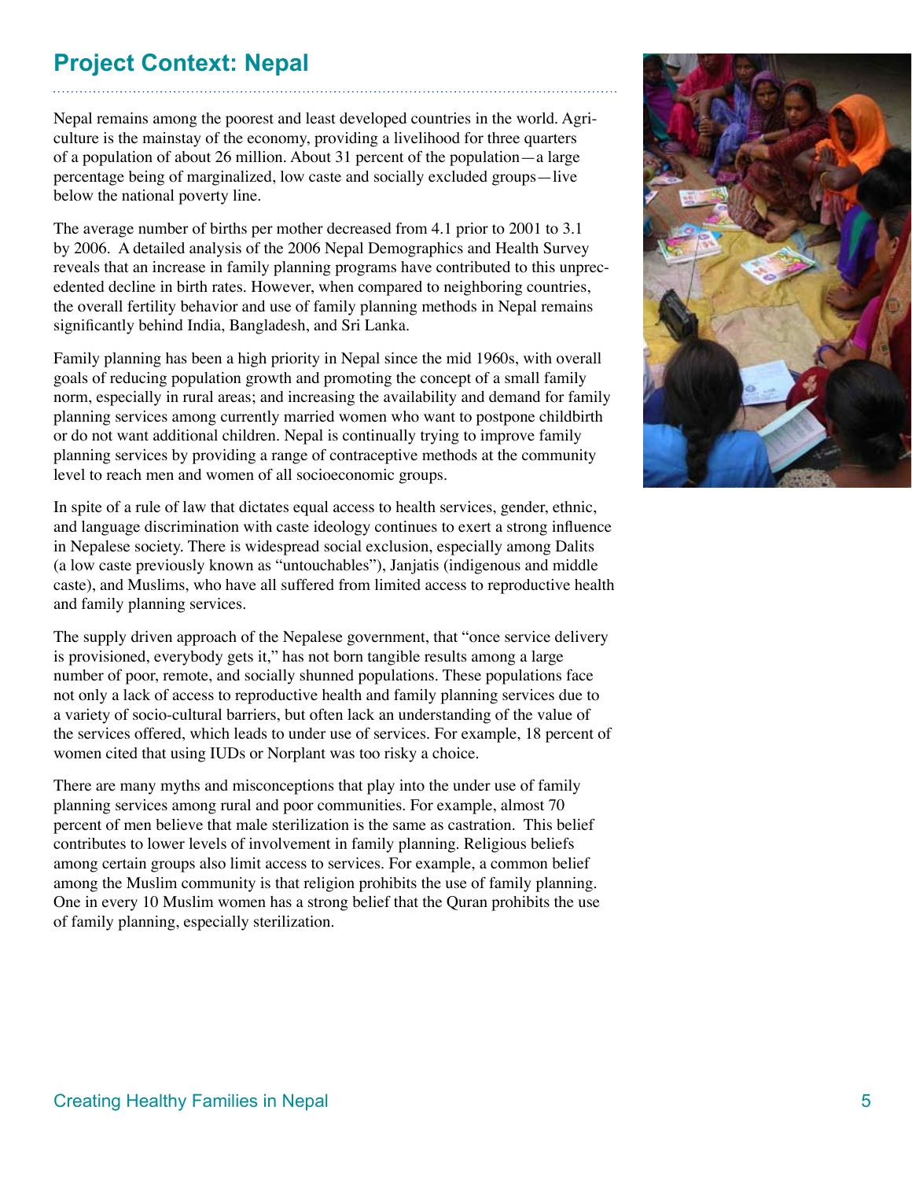## Project Context: Nepal

Nepal remains among the poorest and least developed countries in the world. Agriculture is the mainstay of the economy, providing a livelihood for three quarters of a population of about 26 million. About 31 percent of the population—a large percentage being of marginalized, low caste and socially excluded groups—live below the national poverty line.

The average number of births per mother decreased from 4.1 prior to 2001 to 3.1 by 2006. A detailed analysis of the 2006 Nepal Demographics and Health Survey reveals that an increase in family planning programs have contributed to this unprecedented decline in birth rates. However, when compared to neighboring countries, the overall fertility behavior and use of family planning methods in Nepal remains significantly behind India, Bangladesh, and Sri Lanka.

Family planning has been a high priority in Nepal since the mid 1960s, with overall goals of reducing population growth and promoting the concept of a small family norm, especially in rural areas; and increasing the availability and demand for family planning services among currently married women who want to postpone childbirth or do not want additional children. Nepal is continually trying to improve family planning services by providing a range of contraceptive methods at the community level to reach men and women of all socioeconomic groups.

In spite of a rule of law that dictates equal access to health services, gender, ethnic, and language discrimination with caste ideology continues to exert a strong influence in Nepalese society. There is widespread social exclusion, especially among Dalits (a low caste previously known as "untouchables"), Janjatis (indigenous and middle caste), and Muslims, who have all suffered from limited access to reproductive health and family planning services.

The supply driven approach of the Nepalese government, that "once service delivery is provisioned, everybody gets it," has not born tangible results among a large number of poor, remote, and socially shunned populations. These populations face not only a lack of access to reproductive health and family planning services due to a variety of socio-cultural barriers, but often lack an understanding of the value of the services offered, which leads to under use of services. For example, 18 percent of women cited that using IUDs or Norplant was too risky a choice.

There are many myths and misconceptions that play into the under use of family planning services among rural and poor communities. For example, almost 70 percent of men believe that male sterilization is the same as castration. This belief contributes to lower levels of involvement in family planning. Religious beliefs among certain groups also limit access to services. For example, a common belief among the Muslim community is that religion prohibits the use of family planning. One in every 10 Muslim women has a strong belief that the Quran prohibits the use of family planning, especially sterilization.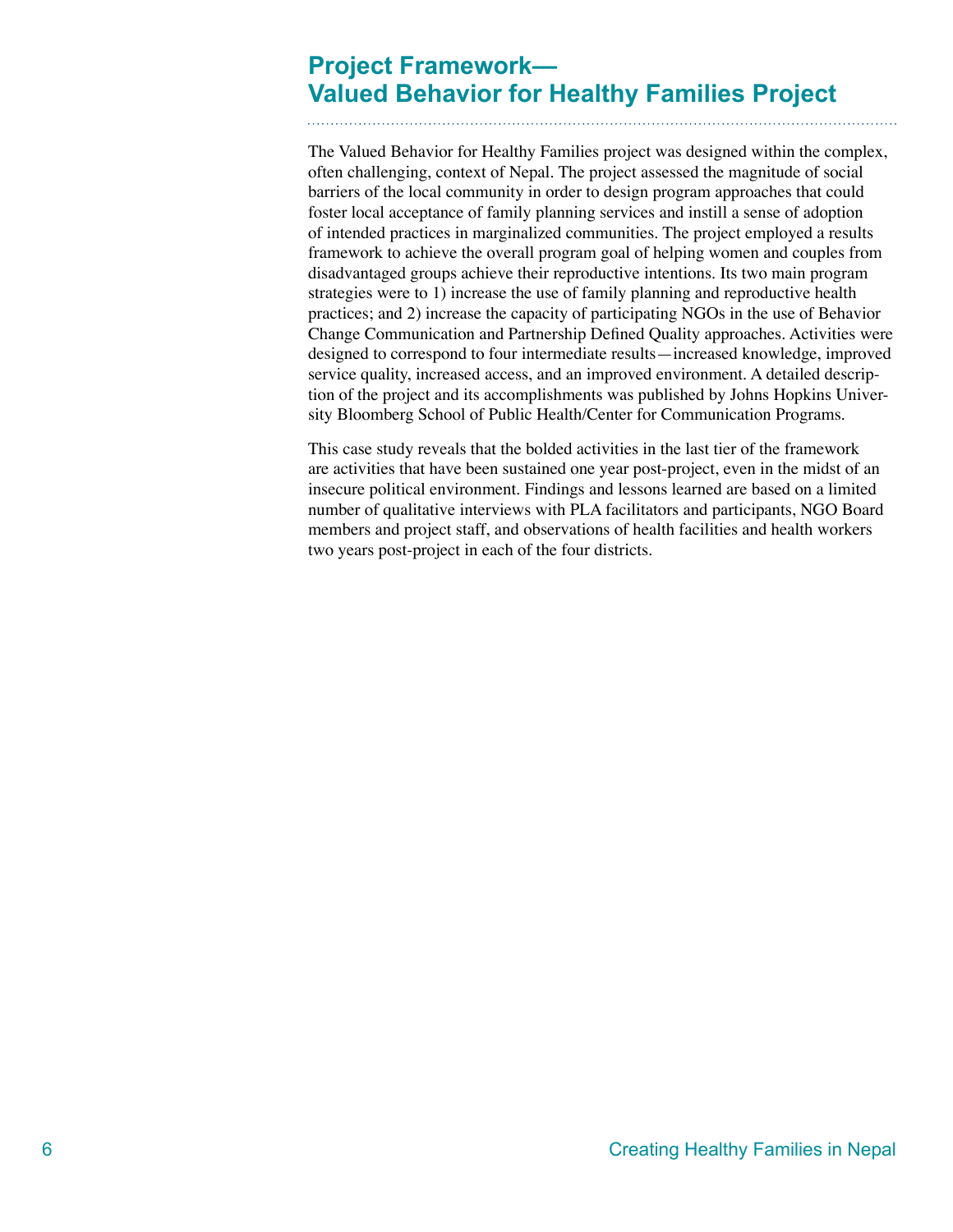## Project Framework—
## Valued Behavior for Healthy Families Project

The Valued Behavior for Healthy Families project was designed within the complex, often challenging, context of Nepal. The project assessed the magnitude of social barriers of the local community in order to design program approaches that could foster local acceptance of family planning services and instill a sense of adoption of intended practices in marginalized communities. The project employed a results framework to achieve the overall program goal of helping women and couples from disadvantaged groups achieve their reproductive intentions. Its two main program strategies were to 1) increase the use of family planning and reproductive health practices; and 2) increase the capacity of participating NGOs in the use of Behavior Change Communication and Partnership Defined Quality approaches. Activities were designed to correspond to four intermediate results—increased knowledge, improved service quality, increased access, and an improved environment. A detailed description of the project and its accomplishments was published by Johns Hopkins University Bloomberg School of Public Health/Center for Communication Programs.

This case study reveals that the bolded activities in the last tier of the framework are activities that have been sustained one year post-project, even in the midst of an insecure political environment. Findings and lessons learned are based on a limited number of qualitative interviews with PLA facilitators and participants, NGO Board members and project staff, and observations of health facilities and health workers two years post-project in each of the four districts.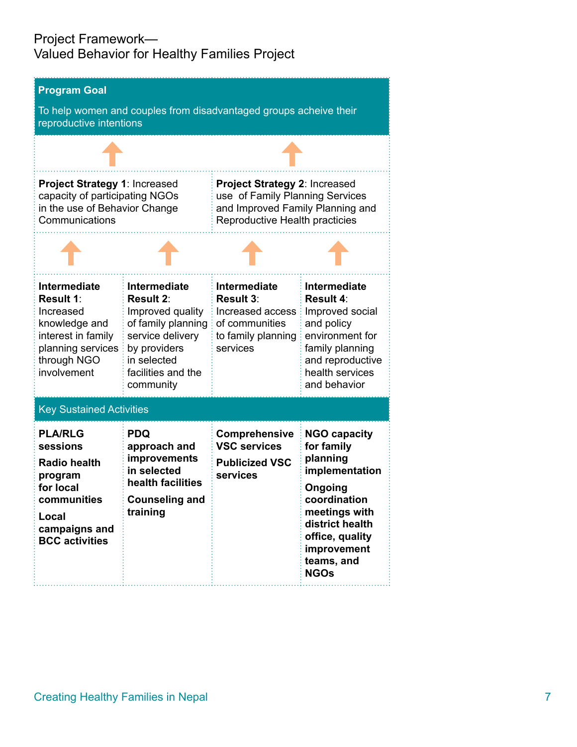# Project Framework—
# Valued Behavior for Healthy Families Project

**Program Goal**

To help women and couples from disadvantaged groups acheive their reproductive intentions

| **Project Strategy 1**: Increased capacity of participating NGOs in the use of Behavior Change Communications | | **Project Strategy 2**: Increased use of Family Planning Services and Improved Family Planning and Reproductive Health practicies | |
|---|---|---|---|
| **Intermediate Result 1**: Increased knowledge and interest in family planning services through NGO involvement | **Intermediate Result 2**: Improved quality of family planning service delivery by providers in selected facilities and the community | **Intermediate Result 3**: Increased access of communities to family planning services | **Intermediate Result 4**: Improved social and policy environment for family planning and reproductive health services and behavior |
| Key Sustained Activities | | | |
| **PLA/RLG sessions**<br>**Radio health program for local communities**<br>**Local campaigns and BCC activities** | **PDQ approach and improvements in selected health facilities**<br>**Counseling and training** | **Comprehensive VSC services**<br>**Publicized VSC services** | **NGO capacity for family planning implementation**<br>**Ongoing coordination meetings with district health office, quality improvement teams, and NGOs** |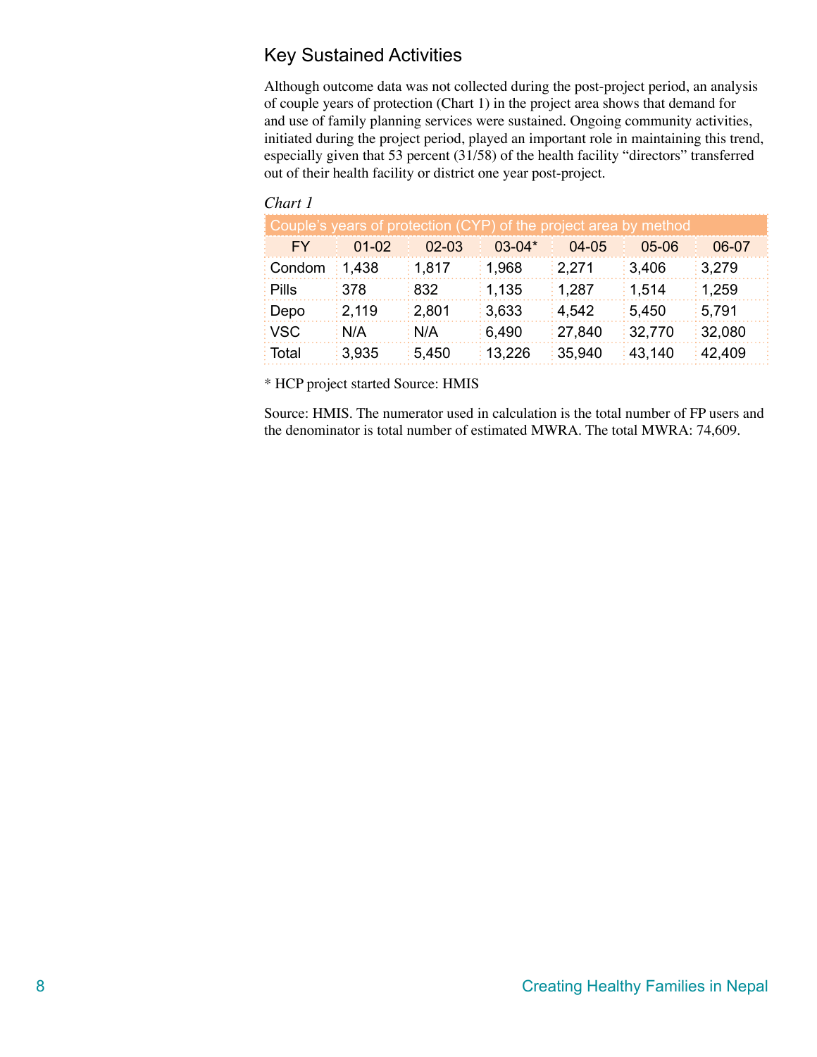## Key Sustained Activities

Although outcome data was not collected during the post-project period, an analysis of couple years of protection (Chart 1) in the project area shows that demand for and use of family planning services were sustained. Ongoing community activities, initiated during the project period, played an important role in maintaining this trend, especially given that 53 percent (31/58) of the health facility "directors" transferred out of their health facility or district one year post-project.

*Chart 1*

| Couple's years of protection (CYP) of the project area by method | | | | | | |
|---|---|---|---|---|---|---|
| FY | 01-02 | 02-03 | 03-04* | 04-05 | 05-06 | 06-07 |
| Condom | 1,438 | 1,817 | 1,968 | 2,271 | 3,406 | 3,279 |
| Pills | 378 | 832 | 1,135 | 1,287 | 1,514 | 1,259 |
| Depo | 2,119 | 2,801 | 3,633 | 4,542 | 5,450 | 5,791 |
| VSC | N/A | N/A | 6,490 | 27,840 | 32,770 | 32,080 |
| Total | 3,935 | 5,450 | 13,226 | 35,940 | 43,140 | 42,409 |

* HCP project started Source: HMIS

Source: HMIS. The numerator used in calculation is the total number of FP users and the denominator is total number of estimated MWRA. The total MWRA: 74,609.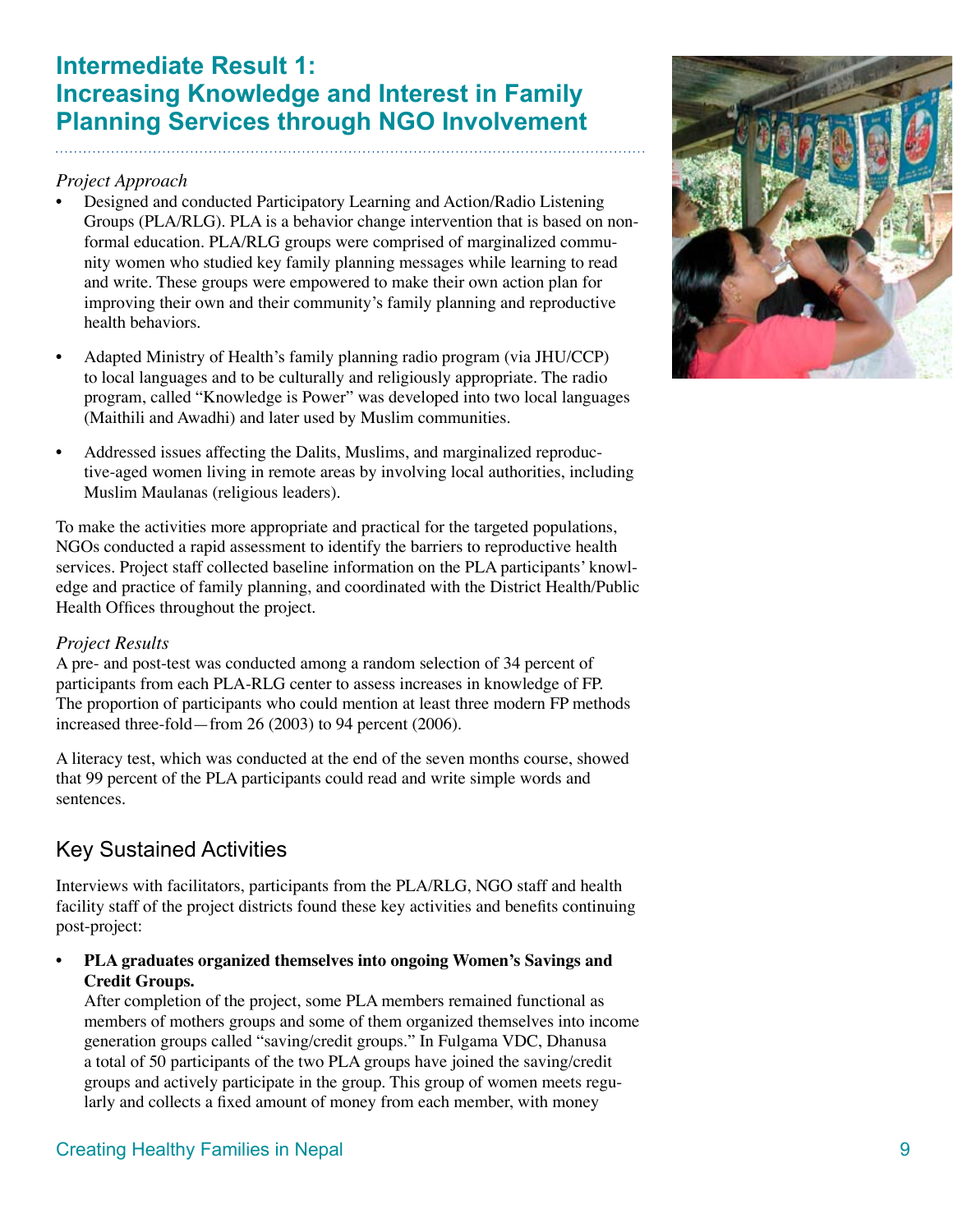## Intermediate Result 1: Increasing Knowledge and Interest in Family Planning Services through NGO Involvement

*Project Approach*

- Designed and conducted Participatory Learning and Action/Radio Listening Groups (PLA/RLG). PLA is a behavior change intervention that is based on non-formal education. PLA/RLG groups were comprised of marginalized community women who studied key family planning messages while learning to read and write. These groups were empowered to make their own action plan for improving their own and their community's family planning and reproductive health behaviors.
- Adapted Ministry of Health's family planning radio program (via JHU/CCP) to local languages and to be culturally and religiously appropriate. The radio program, called "Knowledge is Power" was developed into two local languages (Maithili and Awadhi) and later used by Muslim communities.
- Addressed issues affecting the Dalits, Muslims, and marginalized reproductive-aged women living in remote areas by involving local authorities, including Muslim Maulanas (religious leaders).

To make the activities more appropriate and practical for the targeted populations, NGOs conducted a rapid assessment to identify the barriers to reproductive health services. Project staff collected baseline information on the PLA participants' knowledge and practice of family planning, and coordinated with the District Health/Public Health Offices throughout the project.

*Project Results*

A pre- and post-test was conducted among a random selection of 34 percent of participants from each PLA-RLG center to assess increases in knowledge of FP. The proportion of participants who could mention at least three modern FP methods increased three-fold—from 26 (2003) to 94 percent (2006).

A literacy test, which was conducted at the end of the seven months course, showed that 99 percent of the PLA participants could read and write simple words and sentences.

## Key Sustained Activities

Interviews with facilitators, participants from the PLA/RLG, NGO staff and health facility staff of the project districts found these key activities and benefits continuing post-project:

- **PLA graduates organized themselves into ongoing Women's Savings and Credit Groups.**
  After completion of the project, some PLA members remained functional as members of mothers groups and some of them organized themselves into income generation groups called "saving/credit groups." In Fulgama VDC, Dhanusa a total of 50 participants of the two PLA groups have joined the saving/credit groups and actively participate in the group. This group of women meets regularly and collects a fixed amount of money from each member, with money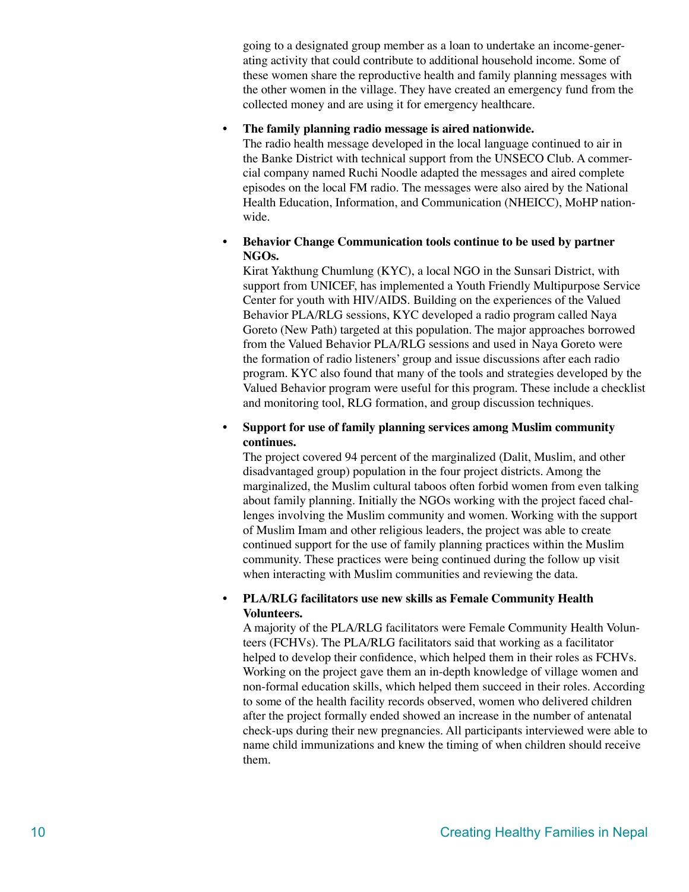going to a designated group member as a loan to undertake an income-generating activity that could contribute to additional household income. Some of these women share the reproductive health and family planning messages with the other women in the village. They have created an emergency fund from the collected money and are using it for emergency healthcare.

- **The family planning radio message is aired nationwide.**
  The radio health message developed in the local language continued to air in the Banke District with technical support from the UNSECO Club. A commercial company named Ruchi Noodle adapted the messages and aired complete episodes on the local FM radio. The messages were also aired by the National Health Education, Information, and Communication (NHEICC), MoHP nationwide.

- **Behavior Change Communication tools continue to be used by partner NGOs.**
  Kirat Yakthung Chumlung (KYC), a local NGO in the Sunsari District, with support from UNICEF, has implemented a Youth Friendly Multipurpose Service Center for youth with HIV/AIDS. Building on the experiences of the Valued Behavior PLA/RLG sessions, KYC developed a radio program called Naya Goreto (New Path) targeted at this population. The major approaches borrowed from the Valued Behavior PLA/RLG sessions and used in Naya Goreto were the formation of radio listeners' group and issue discussions after each radio program. KYC also found that many of the tools and strategies developed by the Valued Behavior program were useful for this program. These include a checklist and monitoring tool, RLG formation, and group discussion techniques.

- **Support for use of family planning services among Muslim community continues.**
  The project covered 94 percent of the marginalized (Dalit, Muslim, and other disadvantaged group) population in the four project districts. Among the marginalized, the Muslim cultural taboos often forbid women from even talking about family planning. Initially the NGOs working with the project faced challenges involving the Muslim community and women. Working with the support of Muslim Imam and other religious leaders, the project was able to create continued support for the use of family planning practices within the Muslim community. These practices were being continued during the follow up visit when interacting with Muslim communities and reviewing the data.

- **PLA/RLG facilitators use new skills as Female Community Health Volunteers.**
  A majority of the PLA/RLG facilitators were Female Community Health Volunteers (FCHVs). The PLA/RLG facilitators said that working as a facilitator helped to develop their confidence, which helped them in their roles as FCHVs. Working on the project gave them an in-depth knowledge of village women and non-formal education skills, which helped them succeed in their roles. According to some of the health facility records observed, women who delivered children after the project formally ended showed an increase in the number of antenatal check-ups during their new pregnancies. All participants interviewed were able to name child immunizations and knew the timing of when children should receive them.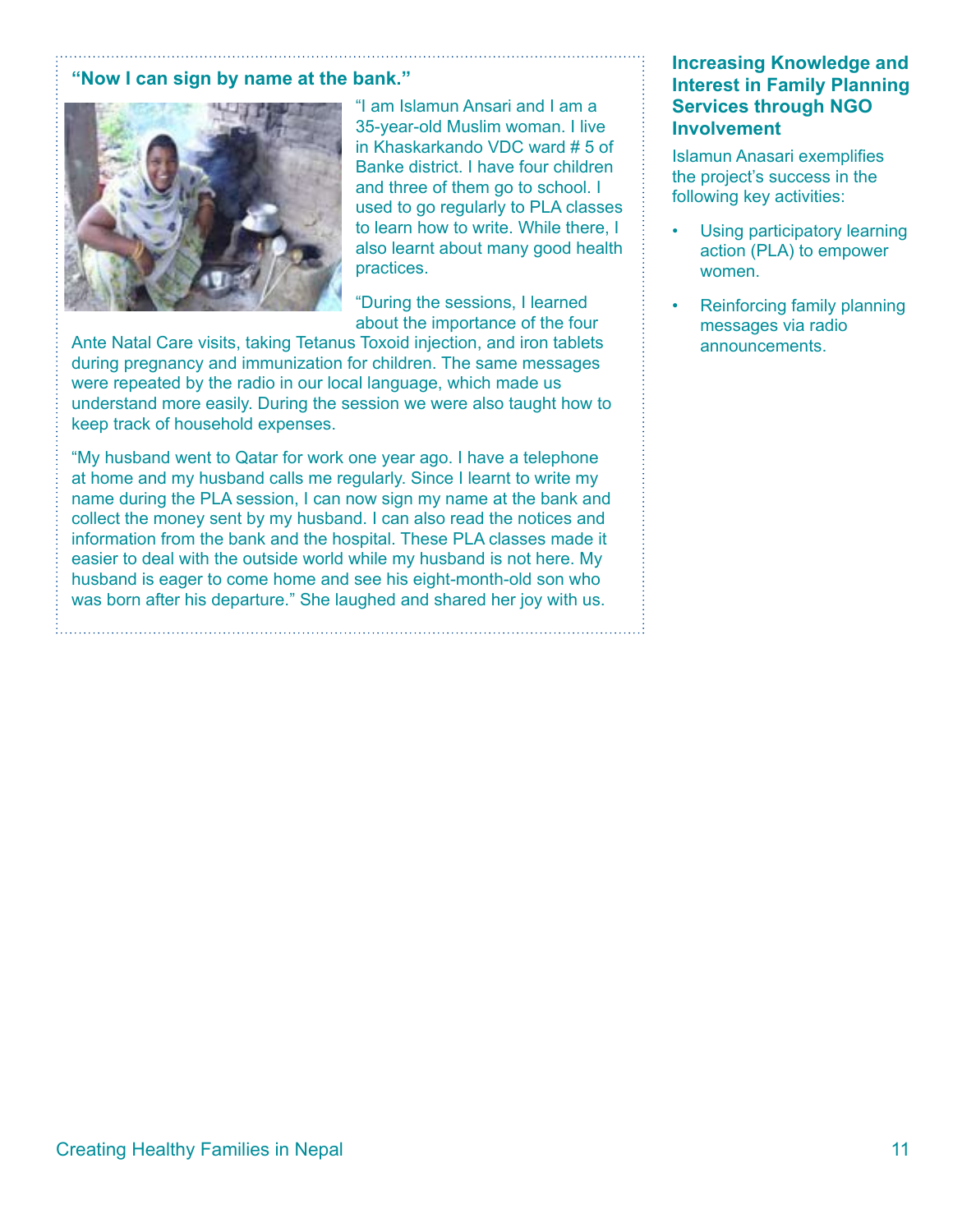### "Now I can sign by name at the bank."

"I am Islamun Ansari and I am a 35-year-old Muslim woman. I live in Khaskarkando VDC ward # 5 of Banke district. I have four children and three of them go to school. I used to go regularly to PLA classes to learn how to write. While there, I also learnt about many good health practices.

"During the sessions, I learned about the importance of the four Ante Natal Care visits, taking Tetanus Toxoid injection, and iron tablets during pregnancy and immunization for children. The same messages were repeated by the radio in our local language, which made us understand more easily. During the session we were also taught how to keep track of household expenses.

"My husband went to Qatar for work one year ago. I have a telephone at home and my husband calls me regularly. Since I learnt to write my name during the PLA session, I can now sign my name at the bank and collect the money sent by my husband. I can also read the notices and information from the bank and the hospital. These PLA classes made it easier to deal with the outside world while my husband is not here. My husband is eager to come home and see his eight-month-old son who was born after his departure." She laughed and shared her joy with us.

### Increasing Knowledge and Interest in Family Planning Services through NGO Involvement

Islamun Anasari exemplifies the project's success in the following key activities:

- Using participatory learning action (PLA) to empower women.
- Reinforcing family planning messages via radio announcements.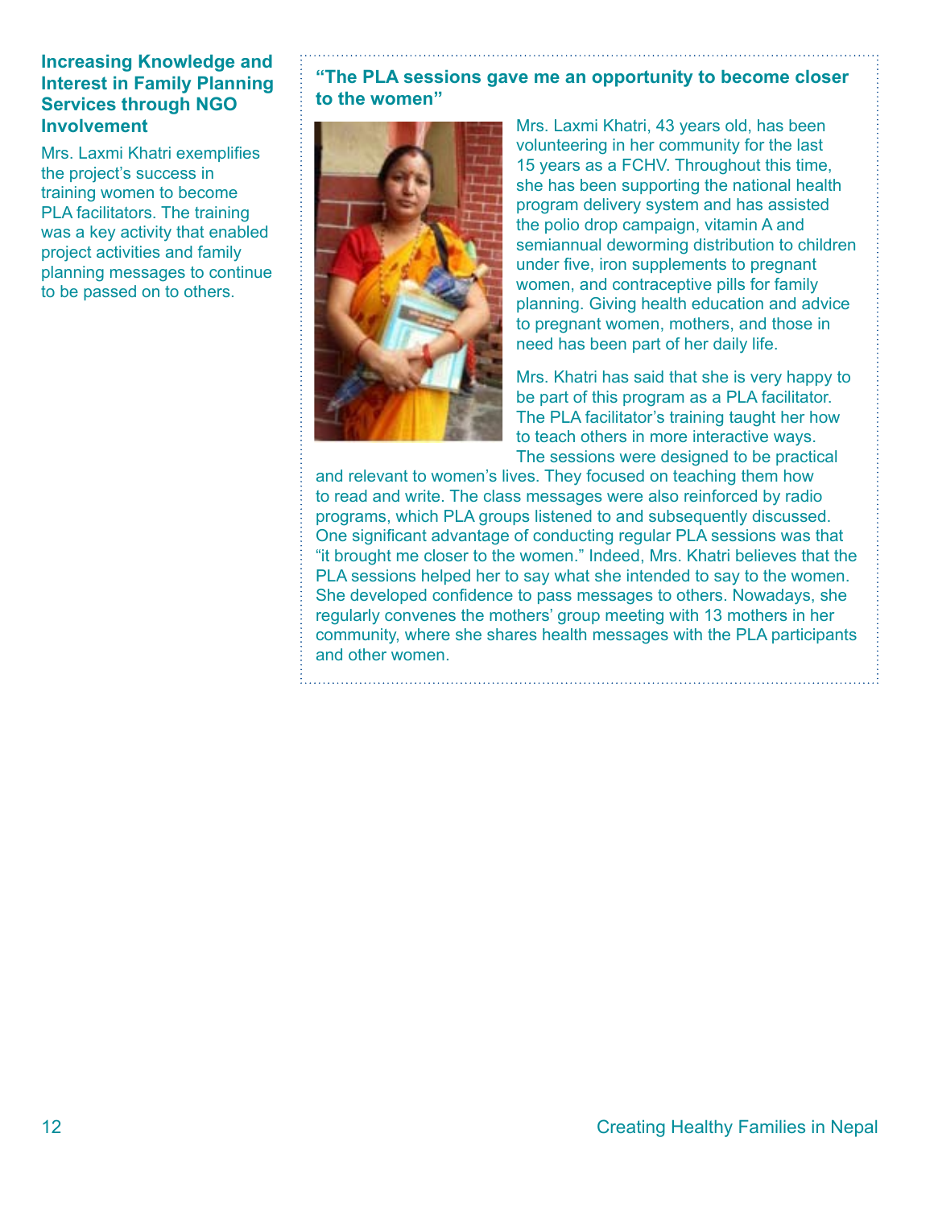## Increasing Knowledge and Interest in Family Planning Services through NGO Involvement

Mrs. Laxmi Khatri exemplifies the project's success in training women to become PLA facilitators. The training was a key activity that enabled project activities and family planning messages to continue to be passed on to others.

### "The PLA sessions gave me an opportunity to become closer to the women"

Mrs. Laxmi Khatri, 43 years old, has been volunteering in her community for the last 15 years as a FCHV. Throughout this time, she has been supporting the national health program delivery system and has assisted the polio drop campaign, vitamin A and semiannual deworming distribution to children under five, iron supplements to pregnant women, and contraceptive pills for family planning. Giving health education and advice to pregnant women, mothers, and those in need has been part of her daily life.

Mrs. Khatri has said that she is very happy to be part of this program as a PLA facilitator. The PLA facilitator's training taught her how to teach others in more interactive ways. The sessions were designed to be practical and relevant to women's lives. They focused on teaching them how to read and write. The class messages were also reinforced by radio programs, which PLA groups listened to and subsequently discussed. One significant advantage of conducting regular PLA sessions was that "it brought me closer to the women." Indeed, Mrs. Khatri believes that the PLA sessions helped her to say what she intended to say to the women. She developed confidence to pass messages to others. Nowadays, she regularly convenes the mothers' group meeting with 13 mothers in her community, where she shares health messages with the PLA participants and other women.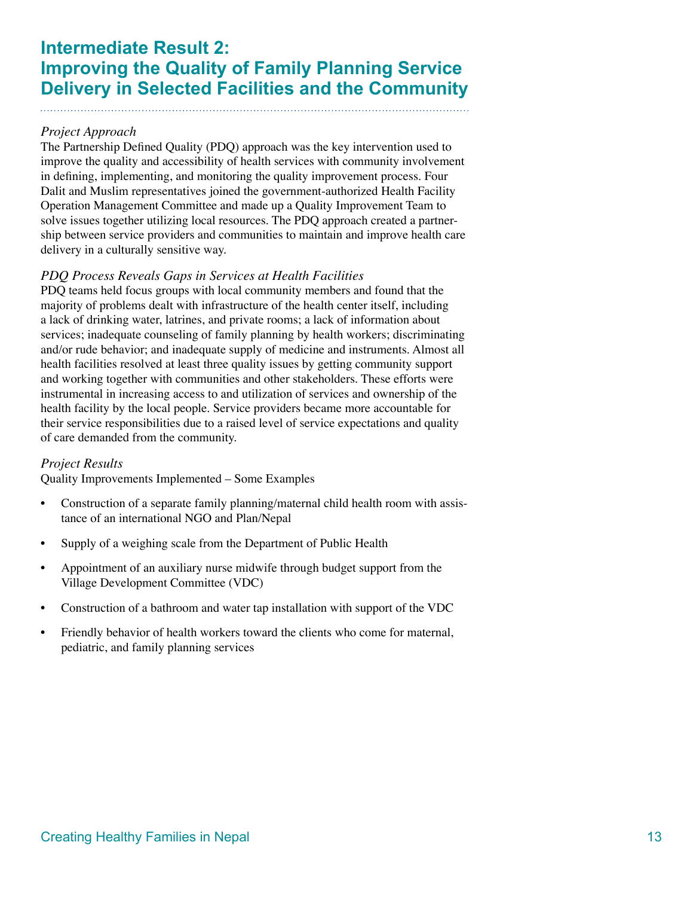# Intermediate Result 2: Improving the Quality of Family Planning Service Delivery in Selected Facilities and the Community

*Project Approach*

The Partnership Defined Quality (PDQ) approach was the key intervention used to improve the quality and accessibility of health services with community involvement in defining, implementing, and monitoring the quality improvement process. Four Dalit and Muslim representatives joined the government-authorized Health Facility Operation Management Committee and made up a Quality Improvement Team to solve issues together utilizing local resources. The PDQ approach created a partnership between service providers and communities to maintain and improve health care delivery in a culturally sensitive way.

*PDQ Process Reveals Gaps in Services at Health Facilities*

PDQ teams held focus groups with local community members and found that the majority of problems dealt with infrastructure of the health center itself, including a lack of drinking water, latrines, and private rooms; a lack of information about services; inadequate counseling of family planning by health workers; discriminating and/or rude behavior; and inadequate supply of medicine and instruments. Almost all health facilities resolved at least three quality issues by getting community support and working together with communities and other stakeholders. These efforts were instrumental in increasing access to and utilization of services and ownership of the health facility by the local people. Service providers became more accountable for their service responsibilities due to a raised level of service expectations and quality of care demanded from the community.

*Project Results*

Quality Improvements Implemented – Some Examples

- Construction of a separate family planning/maternal child health room with assistance of an international NGO and Plan/Nepal
- Supply of a weighing scale from the Department of Public Health
- Appointment of an auxiliary nurse midwife through budget support from the Village Development Committee (VDC)
- Construction of a bathroom and water tap installation with support of the VDC
- Friendly behavior of health workers toward the clients who come for maternal, pediatric, and family planning services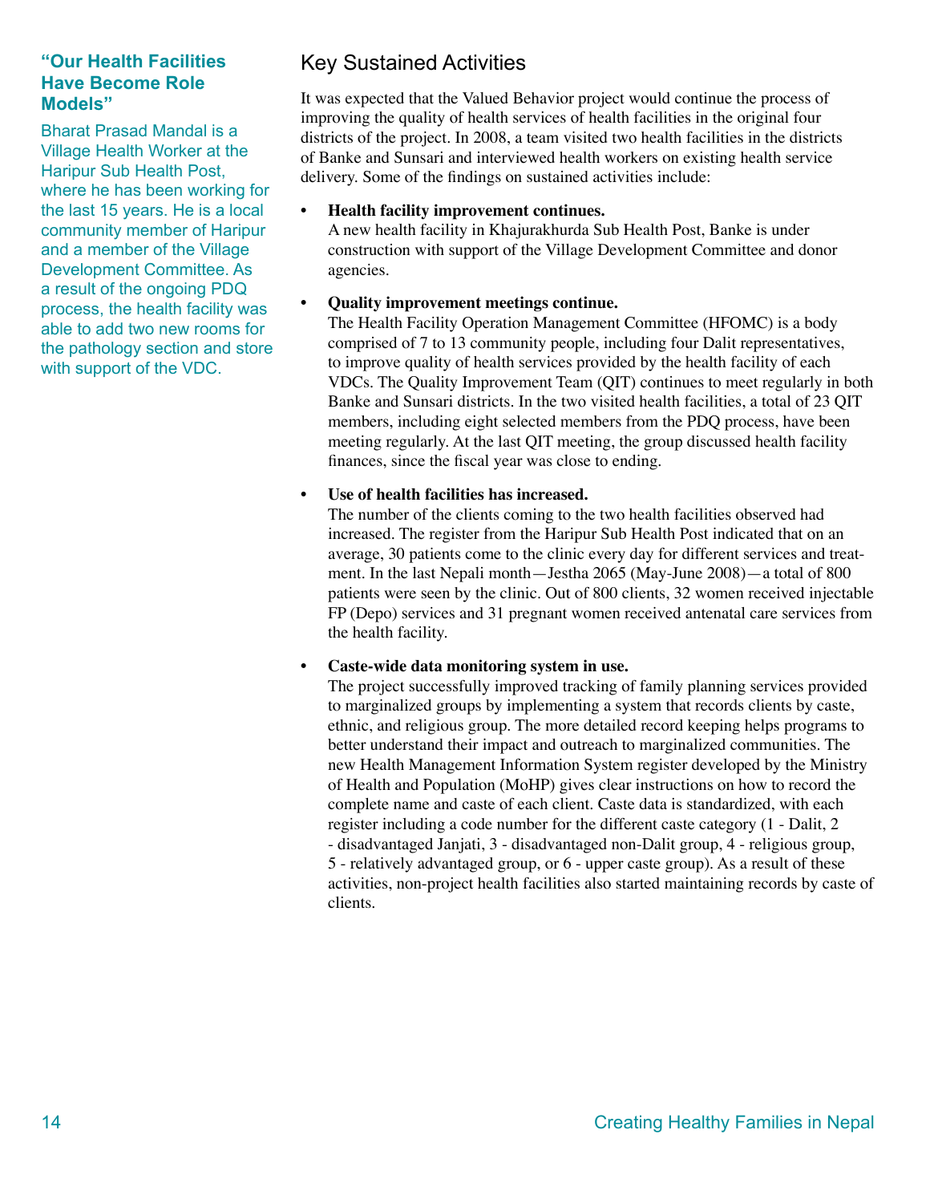### "Our Health Facilities Have Become Role Models"

Bharat Prasad Mandal is a Village Health Worker at the Haripur Sub Health Post, where he has been working for the last 15 years. He is a local community member of Haripur and a member of the Village Development Committee. As a result of the ongoing PDQ process, the health facility was able to add two new rooms for the pathology section and store with support of the VDC.

## Key Sustained Activities

It was expected that the Valued Behavior project would continue the process of improving the quality of health services of health facilities in the original four districts of the project. In 2008, a team visited two health facilities in the districts of Banke and Sunsari and interviewed health workers on existing health service delivery. Some of the findings on sustained activities include:

- **Health facility improvement continues.**
  A new health facility in Khajurakhurda Sub Health Post, Banke is under construction with support of the Village Development Committee and donor agencies.

- **Quality improvement meetings continue.**
  The Health Facility Operation Management Committee (HFOMC) is a body comprised of 7 to 13 community people, including four Dalit representatives, to improve quality of health services provided by the health facility of each VDCs. The Quality Improvement Team (QIT) continues to meet regularly in both Banke and Sunsari districts. In the two visited health facilities, a total of 23 QIT members, including eight selected members from the PDQ process, have been meeting regularly. At the last QIT meeting, the group discussed health facility finances, since the fiscal year was close to ending.

- **Use of health facilities has increased.**
  The number of the clients coming to the two health facilities observed had increased. The register from the Haripur Sub Health Post indicated that on an average, 30 patients come to the clinic every day for different services and treatment. In the last Nepali month—Jestha 2065 (May-June 2008)—a total of 800 patients were seen by the clinic. Out of 800 clients, 32 women received injectable FP (Depo) services and 31 pregnant women received antenatal care services from the health facility.

- **Caste-wide data monitoring system in use.**
  The project successfully improved tracking of family planning services provided to marginalized groups by implementing a system that records clients by caste, ethnic, and religious group. The more detailed record keeping helps programs to better understand their impact and outreach to marginalized communities. The new Health Management Information System register developed by the Ministry of Health and Population (MoHP) gives clear instructions on how to record the complete name and caste of each client. Caste data is standardized, with each register including a code number for the different caste category (1 - Dalit, 2 - disadvantaged Janjati, 3 - disadvantaged non-Dalit group, 4 - religious group, 5 - relatively advantaged group, or 6 - upper caste group). As a result of these activities, non-project health facilities also started maintaining records by caste of clients.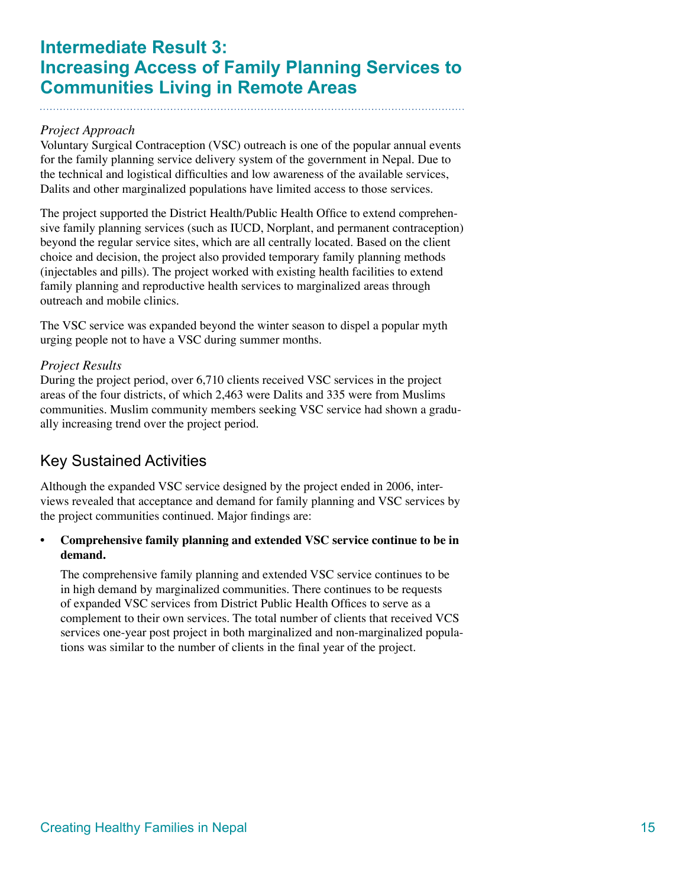# Intermediate Result 3: Increasing Access of Family Planning Services to Communities Living in Remote Areas

*Project Approach*

Voluntary Surgical Contraception (VSC) outreach is one of the popular annual events for the family planning service delivery system of the government in Nepal. Due to the technical and logistical difficulties and low awareness of the available services, Dalits and other marginalized populations have limited access to those services.

The project supported the District Health/Public Health Office to extend comprehensive family planning services (such as IUCD, Norplant, and permanent contraception) beyond the regular service sites, which are all centrally located. Based on the client choice and decision, the project also provided temporary family planning methods (injectables and pills). The project worked with existing health facilities to extend family planning and reproductive health services to marginalized areas through outreach and mobile clinics.

The VSC service was expanded beyond the winter season to dispel a popular myth urging people not to have a VSC during summer months.

*Project Results*

During the project period, over 6,710 clients received VSC services in the project areas of the four districts, of which 2,463 were Dalits and 335 were from Muslims communities. Muslim community members seeking VSC service had shown a gradually increasing trend over the project period.

## Key Sustained Activities

Although the expanded VSC service designed by the project ended in 2006, interviews revealed that acceptance and demand for family planning and VSC services by the project communities continued. Major findings are:

- **Comprehensive family planning and extended VSC service continue to be in demand.**

  The comprehensive family planning and extended VSC service continues to be in high demand by marginalized communities. There continues to be requests of expanded VSC services from District Public Health Offices to serve as a complement to their own services. The total number of clients that received VCS services one-year post project in both marginalized and non-marginalized populations was similar to the number of clients in the final year of the project.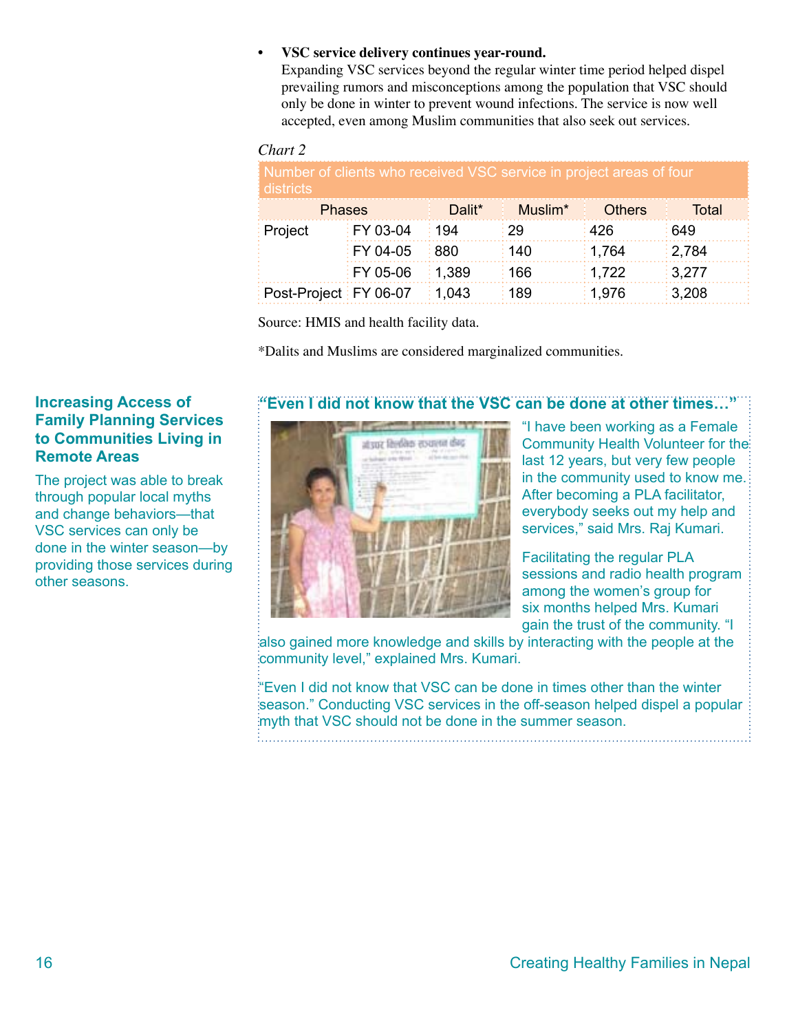- **VSC service delivery continues year-round.**
  Expanding VSC services beyond the regular winter time period helped dispel prevailing rumors and misconceptions among the population that VSC should only be done in winter to prevent wound infections. The service is now well accepted, even among Muslim communities that also seek out services.

*Chart 2*

| Number of clients who received VSC service in project areas of four districts | | | | | |
|---|---|---|---|---|---|
| Phases | | Dalit* | Muslim* | Others | Total |
| Project | FY 03-04 | 194 | 29 | 426 | 649 |
| | FY 04-05 | 880 | 140 | 1,764 | 2,784 |
| | FY 05-06 | 1,389 | 166 | 1,722 | 3,277 |
| Post-Project | FY 06-07 | 1,043 | 189 | 1,976 | 3,208 |

Source: HMIS and health facility data.

*Dalits and Muslims are considered marginalized communities.

### Increasing Access of Family Planning Services to Communities Living in Remote Areas

The project was able to break through popular local myths and change behaviors—that VSC services can only be done in the winter season—by providing those services during other seasons.

### "Even I did not know that the VSC can be done at other times…"

"I have been working as a Female Community Health Volunteer for the last 12 years, but very few people in the community used to know me. After becoming a PLA facilitator, everybody seeks out my help and services," said Mrs. Raj Kumari.

Facilitating the regular PLA sessions and radio health program among the women's group for six months helped Mrs. Kumari gain the trust of the community. "I also gained more knowledge and skills by interacting with the people at the community level," explained Mrs. Kumari.

"Even I did not know that VSC can be done in times other than the winter season." Conducting VSC services in the off-season helped dispel a popular myth that VSC should not be done in the summer season.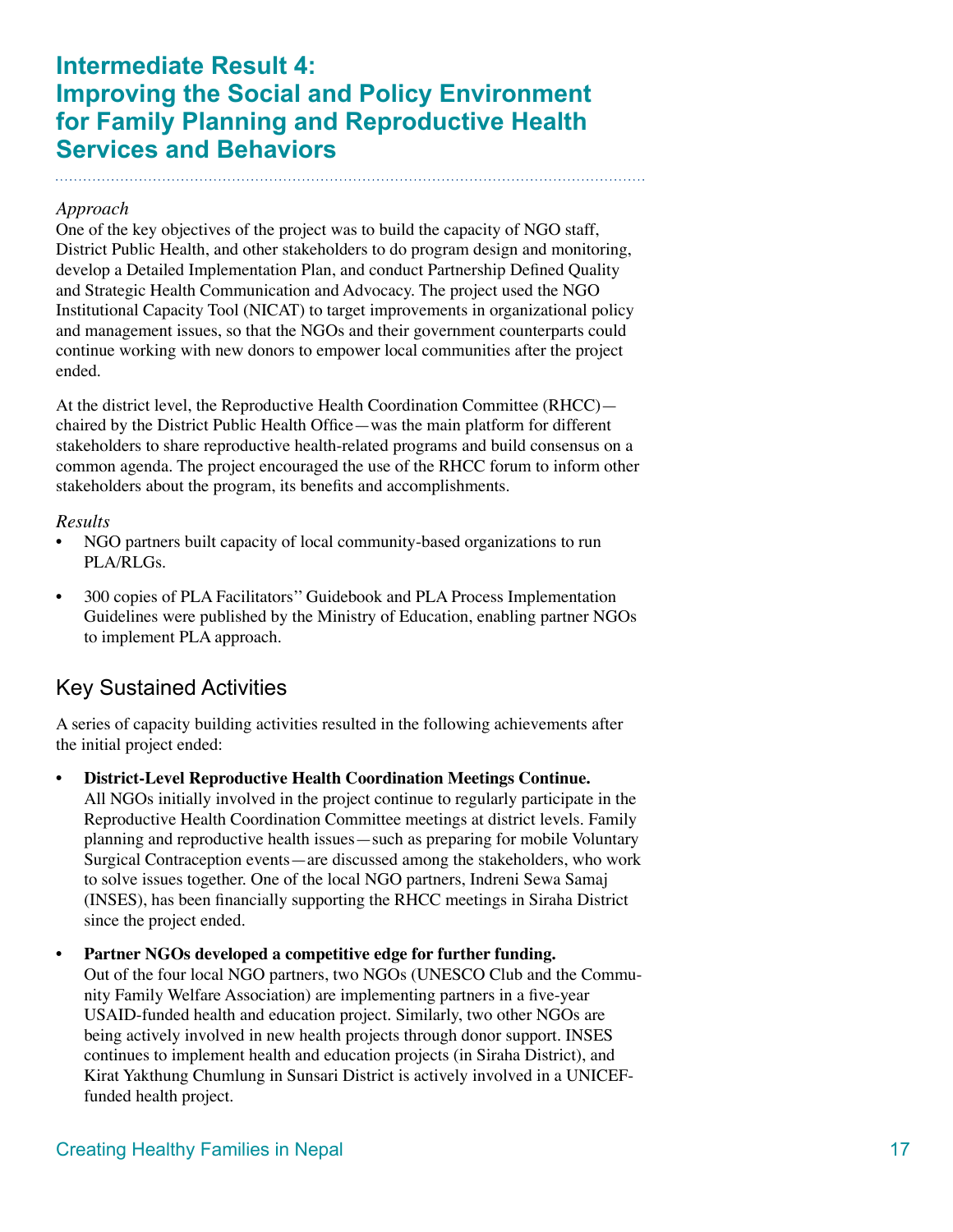# Intermediate Result 4: Improving the Social and Policy Environment for Family Planning and Reproductive Health Services and Behaviors

*Approach*

One of the key objectives of the project was to build the capacity of NGO staff, District Public Health, and other stakeholders to do program design and monitoring, develop a Detailed Implementation Plan, and conduct Partnership Defined Quality and Strategic Health Communication and Advocacy. The project used the NGO Institutional Capacity Tool (NICAT) to target improvements in organizational policy and management issues, so that the NGOs and their government counterparts could continue working with new donors to empower local communities after the project ended.

At the district level, the Reproductive Health Coordination Committee (RHCC)—chaired by the District Public Health Office—was the main platform for different stakeholders to share reproductive health-related programs and build consensus on a common agenda. The project encouraged the use of the RHCC forum to inform other stakeholders about the program, its benefits and accomplishments.

*Results*

- NGO partners built capacity of local community-based organizations to run PLA/RLGs.
- 300 copies of PLA Facilitators'' Guidebook and PLA Process Implementation Guidelines were published by the Ministry of Education, enabling partner NGOs to implement PLA approach.

## Key Sustained Activities

A series of capacity building activities resulted in the following achievements after the initial project ended:

- **District-Level Reproductive Health Coordination Meetings Continue.** All NGOs initially involved in the project continue to regularly participate in the Reproductive Health Coordination Committee meetings at district levels. Family planning and reproductive health issues—such as preparing for mobile Voluntary Surgical Contraception events—are discussed among the stakeholders, who work to solve issues together. One of the local NGO partners, Indreni Sewa Samaj (INSES), has been financially supporting the RHCC meetings in Siraha District since the project ended.
- **Partner NGOs developed a competitive edge for further funding.** Out of the four local NGO partners, two NGOs (UNESCO Club and the Community Family Welfare Association) are implementing partners in a five-year USAID-funded health and education project. Similarly, two other NGOs are being actively involved in new health projects through donor support. INSES continues to implement health and education projects (in Siraha District), and Kirat Yakthung Chumlung in Sunsari District is actively involved in a UNICEF-funded health project.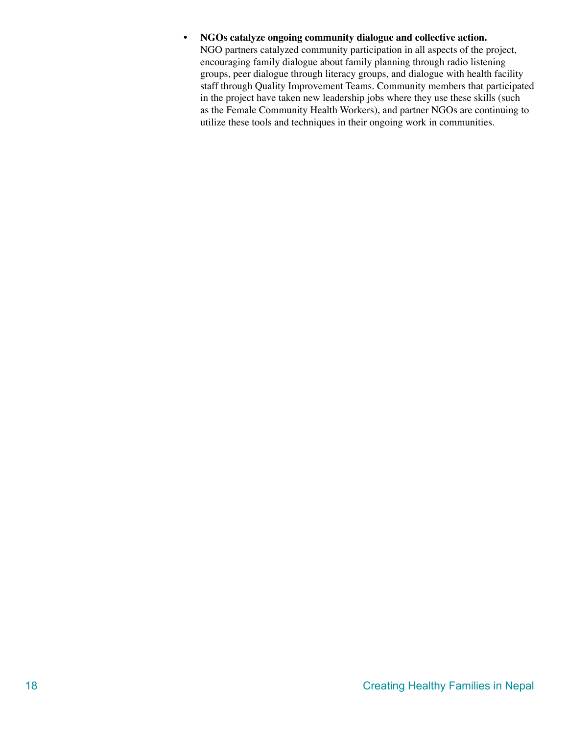- **NGOs catalyze ongoing community dialogue and collective action.** NGO partners catalyzed community participation in all aspects of the project, encouraging family dialogue about family planning through radio listening groups, peer dialogue through literacy groups, and dialogue with health facility staff through Quality Improvement Teams. Community members that participated in the project have taken new leadership jobs where they use these skills (such as the Female Community Health Workers), and partner NGOs are continuing to utilize these tools and techniques in their ongoing work in communities.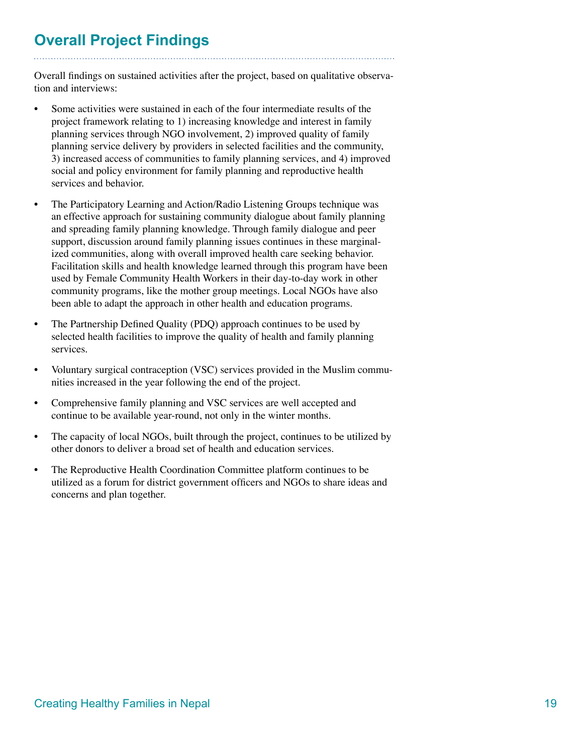## Overall Project Findings

Overall findings on sustained activities after the project, based on qualitative observation and interviews:

- Some activities were sustained in each of the four intermediate results of the project framework relating to 1) increasing knowledge and interest in family planning services through NGO involvement, 2) improved quality of family planning service delivery by providers in selected facilities and the community, 3) increased access of communities to family planning services, and 4) improved social and policy environment for family planning and reproductive health services and behavior.
- The Participatory Learning and Action/Radio Listening Groups technique was an effective approach for sustaining community dialogue about family planning and spreading family planning knowledge. Through family dialogue and peer support, discussion around family planning issues continues in these marginalized communities, along with overall improved health care seeking behavior. Facilitation skills and health knowledge learned through this program have been used by Female Community Health Workers in their day-to-day work in other community programs, like the mother group meetings. Local NGOs have also been able to adapt the approach in other health and education programs.
- The Partnership Defined Quality (PDQ) approach continues to be used by selected health facilities to improve the quality of health and family planning services.
- Voluntary surgical contraception (VSC) services provided in the Muslim communities increased in the year following the end of the project.
- Comprehensive family planning and VSC services are well accepted and continue to be available year-round, not only in the winter months.
- The capacity of local NGOs, built through the project, continues to be utilized by other donors to deliver a broad set of health and education services.
- The Reproductive Health Coordination Committee platform continues to be utilized as a forum for district government officers and NGOs to share ideas and concerns and plan together.